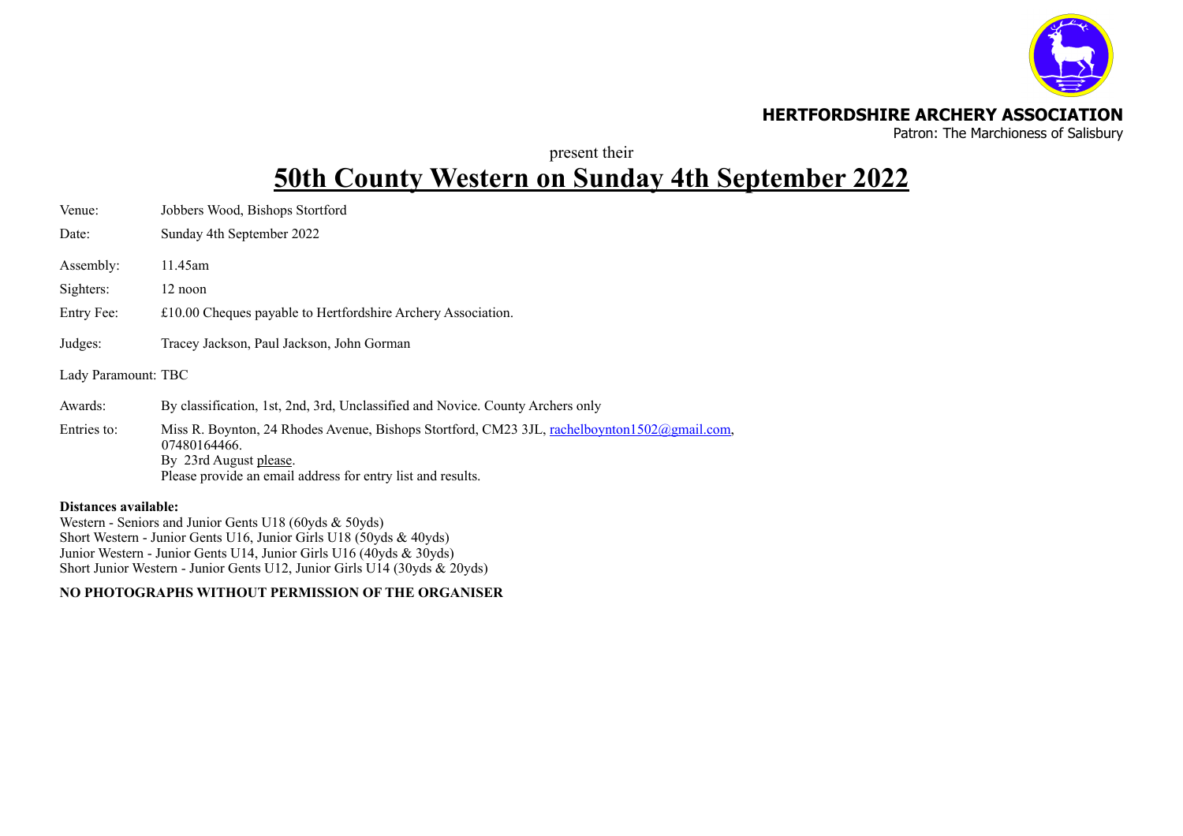**HERTFORDSHIRE ARCHERY ASSOCIATION**
Patron: The Marchioness of Salisbury

present their

# 50th County Western on Sunday 4th September 2022

Venue: Jobbers Wood, Bishops Stortford

Date: Sunday 4th September 2022

Assembly: 11.45am

Sighters: 12 noon

Entry Fee: £10.00 Cheques payable to Hertfordshire Archery Association.

Judges: Tracey Jackson, Paul Jackson, John Gorman

Lady Paramount: TBC

Awards: By classification, 1st, 2nd, 3rd, Unclassified and Novice. County Archers only

Entries to: Miss R. Boynton, 24 Rhodes Avenue, Bishops Stortford, CM23 3JL, rachelboynton1502@gmail.com, 07480164466.
By 23rd August please.
Please provide an email address for entry list and results.

**Distances available:**
Western - Seniors and Junior Gents U18 (60yds & 50yds)
Short Western - Junior Gents U16, Junior Girls U18 (50yds & 40yds)
Junior Western - Junior Gents U14, Junior Girls U16 (40yds & 30yds)
Short Junior Western - Junior Gents U12, Junior Girls U14 (30yds & 20yds)

**NO PHOTOGRAPHS WITHOUT PERMISSION OF THE ORGANISER**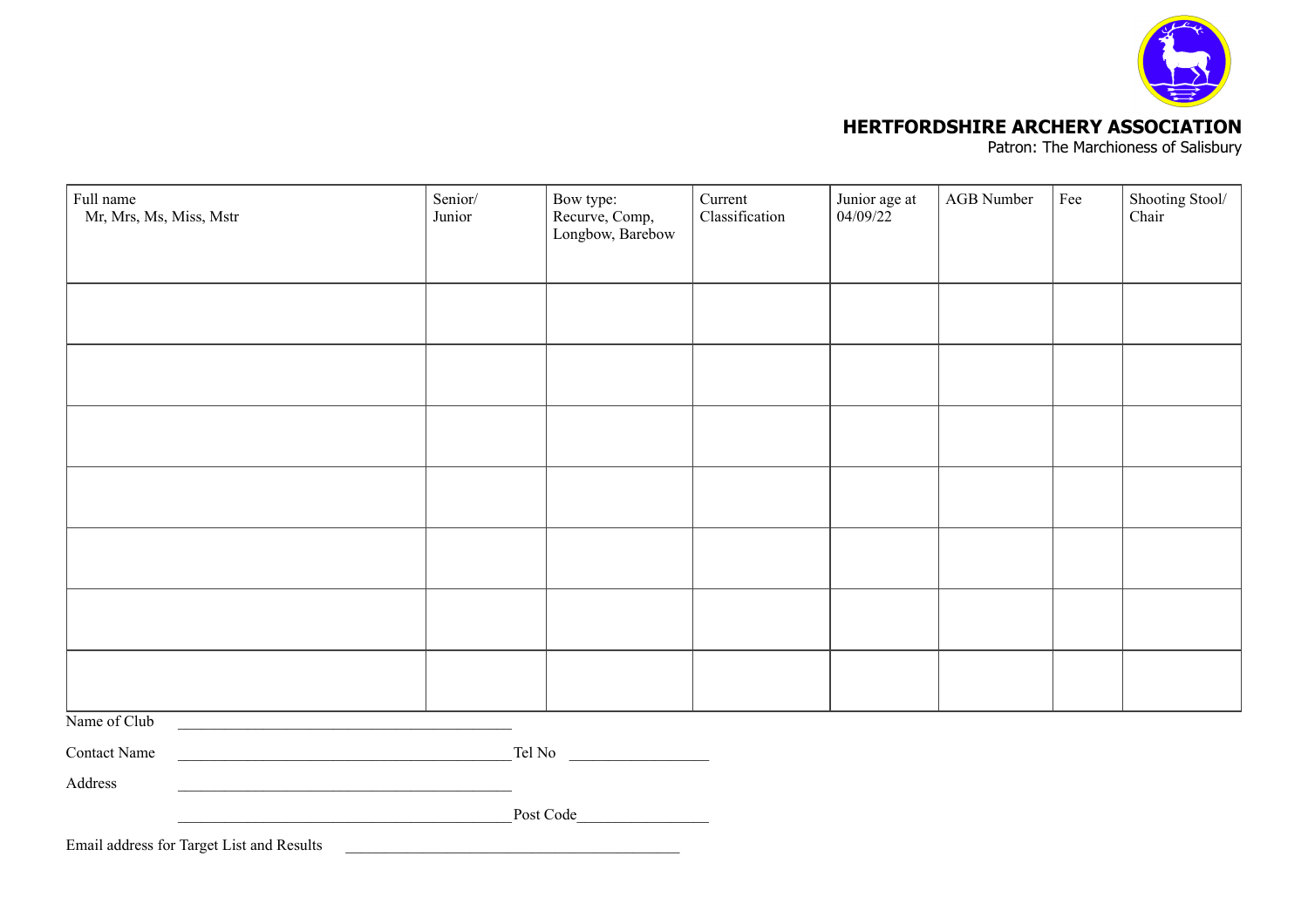**HERTFORDSHIRE ARCHERY ASSOCIATION**
Patron: The Marchioness of Salisbury

| Full name Mr, Mrs, Ms, Miss, Mstr | Senior/ Junior | Bow type: Recurve, Comp, Longbow, Barebow | Current Classification | Junior age at 04/09/22 | AGB Number | Fee | Shooting Stool/ Chair |
|---|---|---|---|---|---|---|---|
| | | | | | | | |
| | | | | | | | |
| | | | | | | | |
| | | | | | | | |
| | | | | | | | |
| | | | | | | | |
| | | | | | | | |

Name of Club ____________________________________________

Contact Name ____________________________________________ Tel No __________________

Address ____________________________________________

____________________________________________ Post Code__________________

Email address for Target List and Results ____________________________________________